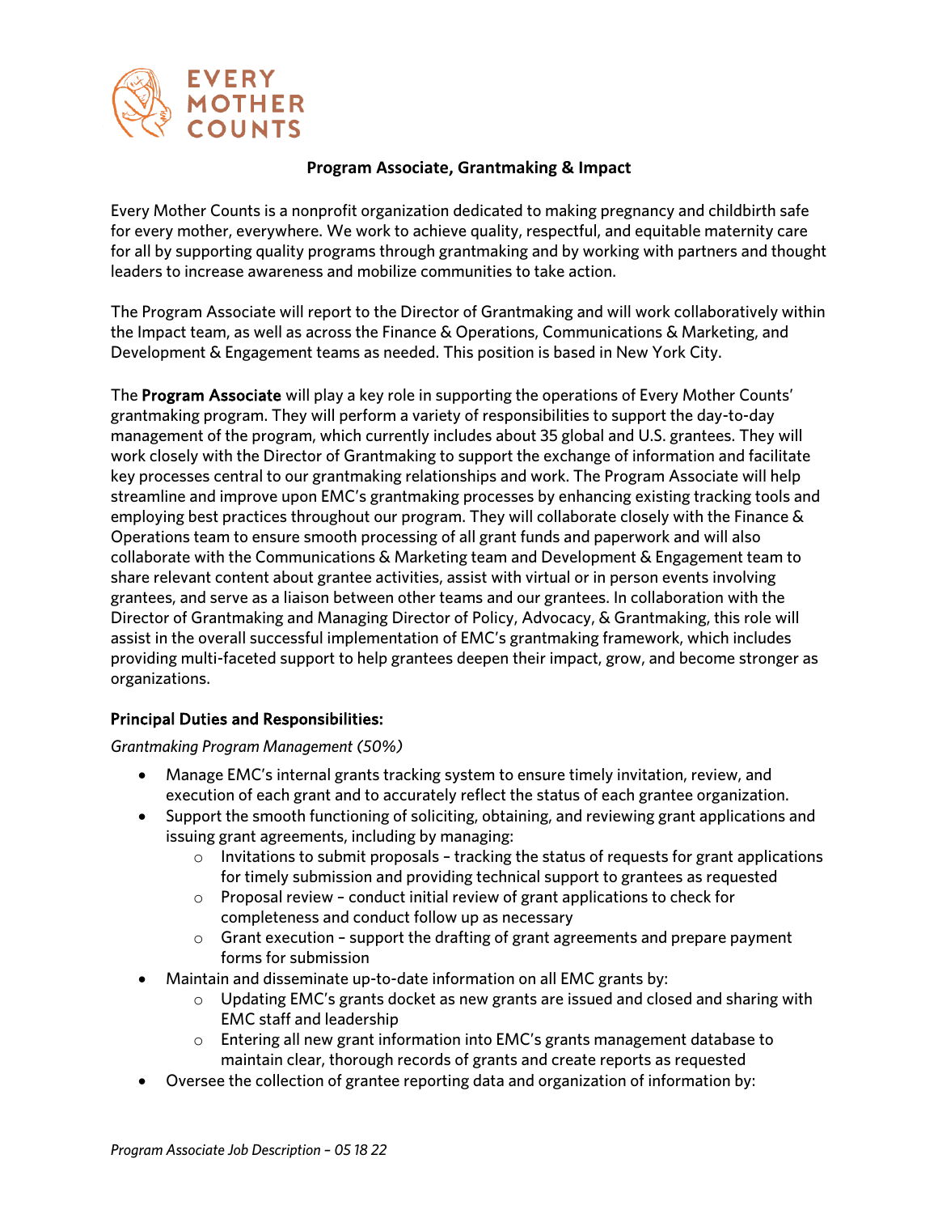EVERY MOTHER COUNTS

# Program Associate, Grantmaking & Impact

Every Mother Counts is a nonprofit organization dedicated to making pregnancy and childbirth safe for every mother, everywhere. We work to achieve quality, respectful, and equitable maternity care for all by supporting quality programs through grantmaking and by working with partners and thought leaders to increase awareness and mobilize communities to take action.

The Program Associate will report to the Director of Grantmaking and will work collaboratively within the Impact team, as well as across the Finance & Operations, Communications & Marketing, and Development & Engagement teams as needed. This position is based in New York City.

The **Program Associate** will play a key role in supporting the operations of Every Mother Counts' grantmaking program. They will perform a variety of responsibilities to support the day-to-day management of the program, which currently includes about 35 global and U.S. grantees. They will work closely with the Director of Grantmaking to support the exchange of information and facilitate key processes central to our grantmaking relationships and work. The Program Associate will help streamline and improve upon EMC's grantmaking processes by enhancing existing tracking tools and employing best practices throughout our program. They will collaborate closely with the Finance & Operations team to ensure smooth processing of all grant funds and paperwork and will also collaborate with the Communications & Marketing team and Development & Engagement team to share relevant content about grantee activities, assist with virtual or in person events involving grantees, and serve as a liaison between other teams and our grantees. In collaboration with the Director of Grantmaking and Managing Director of Policy, Advocacy, & Grantmaking, this role will assist in the overall successful implementation of EMC's grantmaking framework, which includes providing multi-faceted support to help grantees deepen their impact, grow, and become stronger as organizations.

## Principal Duties and Responsibilities:

*Grantmaking Program Management (50%)*

- Manage EMC's internal grants tracking system to ensure timely invitation, review, and execution of each grant and to accurately reflect the status of each grantee organization.
- Support the smooth functioning of soliciting, obtaining, and reviewing grant applications and issuing grant agreements, including by managing:
  - Invitations to submit proposals – tracking the status of requests for grant applications for timely submission and providing technical support to grantees as requested
  - Proposal review – conduct initial review of grant applications to check for completeness and conduct follow up as necessary
  - Grant execution – support the drafting of grant agreements and prepare payment forms for submission
- Maintain and disseminate up-to-date information on all EMC grants by:
  - Updating EMC's grants docket as new grants are issued and closed and sharing with EMC staff and leadership
  - Entering all new grant information into EMC's grants management database to maintain clear, thorough records of grants and create reports as requested
- Oversee the collection of grantee reporting data and organization of information by: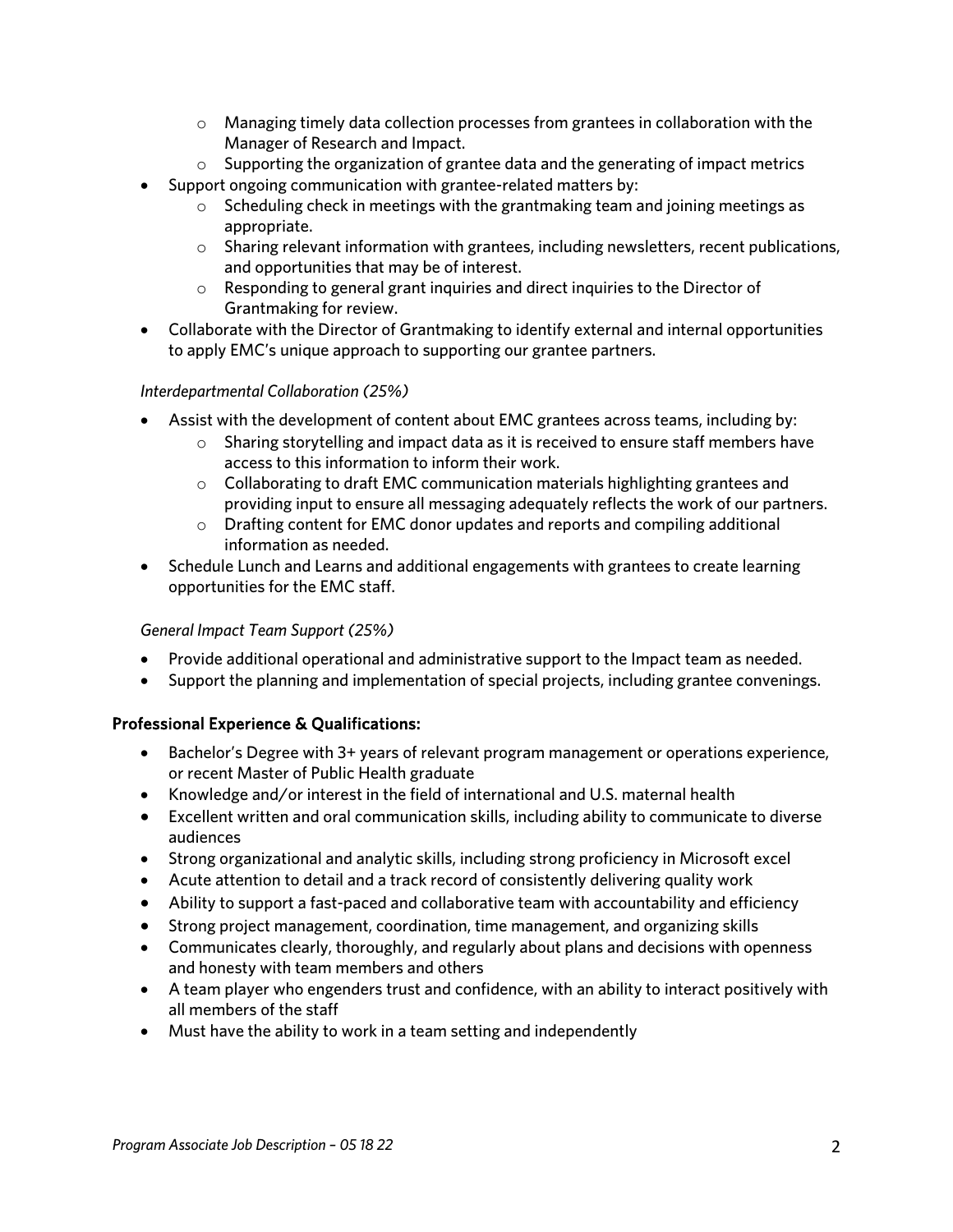- Managing timely data collection processes from grantees in collaboration with the Manager of Research and Impact.
  - Supporting the organization of grantee data and the generating of impact metrics
- Support ongoing communication with grantee-related matters by:
  - Scheduling check in meetings with the grantmaking team and joining meetings as appropriate.
  - Sharing relevant information with grantees, including newsletters, recent publications, and opportunities that may be of interest.
  - Responding to general grant inquiries and direct inquiries to the Director of Grantmaking for review.
- Collaborate with the Director of Grantmaking to identify external and internal opportunities to apply EMC's unique approach to supporting our grantee partners.

*Interdepartmental Collaboration (25%)*

- Assist with the development of content about EMC grantees across teams, including by:
  - Sharing storytelling and impact data as it is received to ensure staff members have access to this information to inform their work.
  - Collaborating to draft EMC communication materials highlighting grantees and providing input to ensure all messaging adequately reflects the work of our partners.
  - Drafting content for EMC donor updates and reports and compiling additional information as needed.
- Schedule Lunch and Learns and additional engagements with grantees to create learning opportunities for the EMC staff.

*General Impact Team Support (25%)*

- Provide additional operational and administrative support to the Impact team as needed.
- Support the planning and implementation of special projects, including grantee convenings.

**Professional Experience & Qualifications:**

- Bachelor's Degree with 3+ years of relevant program management or operations experience, or recent Master of Public Health graduate
- Knowledge and/or interest in the field of international and U.S. maternal health
- Excellent written and oral communication skills, including ability to communicate to diverse audiences
- Strong organizational and analytic skills, including strong proficiency in Microsoft excel
- Acute attention to detail and a track record of consistently delivering quality work
- Ability to support a fast-paced and collaborative team with accountability and efficiency
- Strong project management, coordination, time management, and organizing skills
- Communicates clearly, thoroughly, and regularly about plans and decisions with openness and honesty with team members and others
- A team player who engenders trust and confidence, with an ability to interact positively with all members of the staff
- Must have the ability to work in a team setting and independently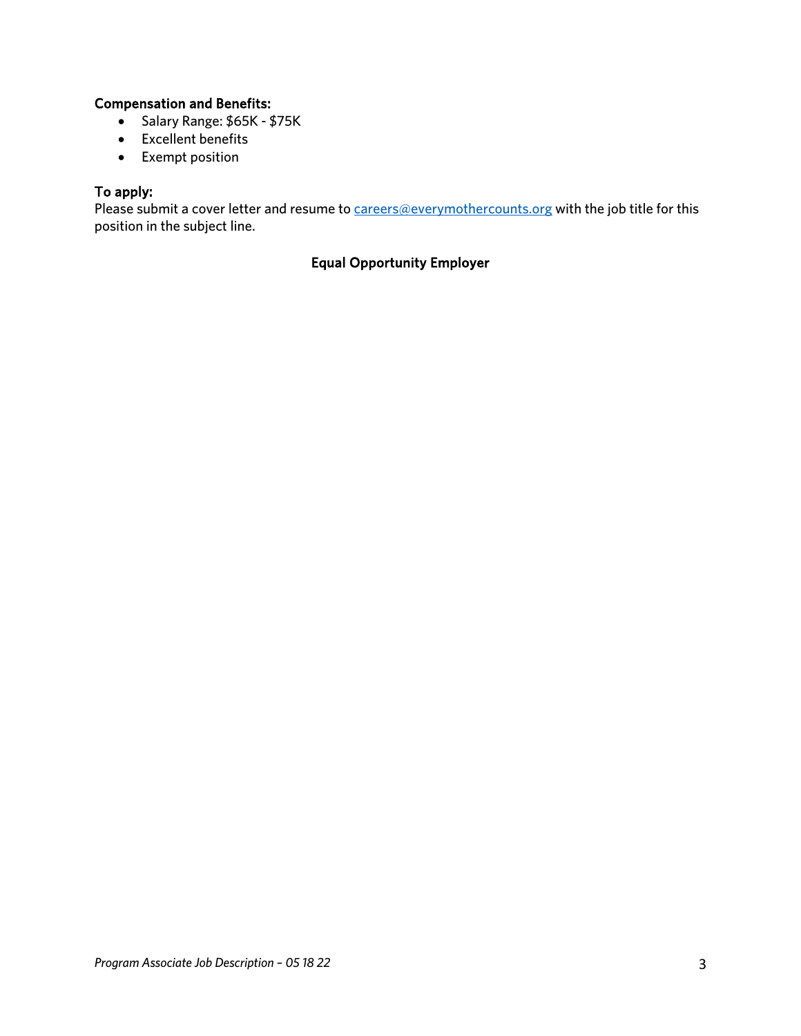**Compensation and Benefits:**

- Salary Range: $65K - $75K
- Excellent benefits
- Exempt position

**To apply:**

Please submit a cover letter and resume to careers@everymothercounts.org with the job title for this position in the subject line.

**Equal Opportunity Employer**